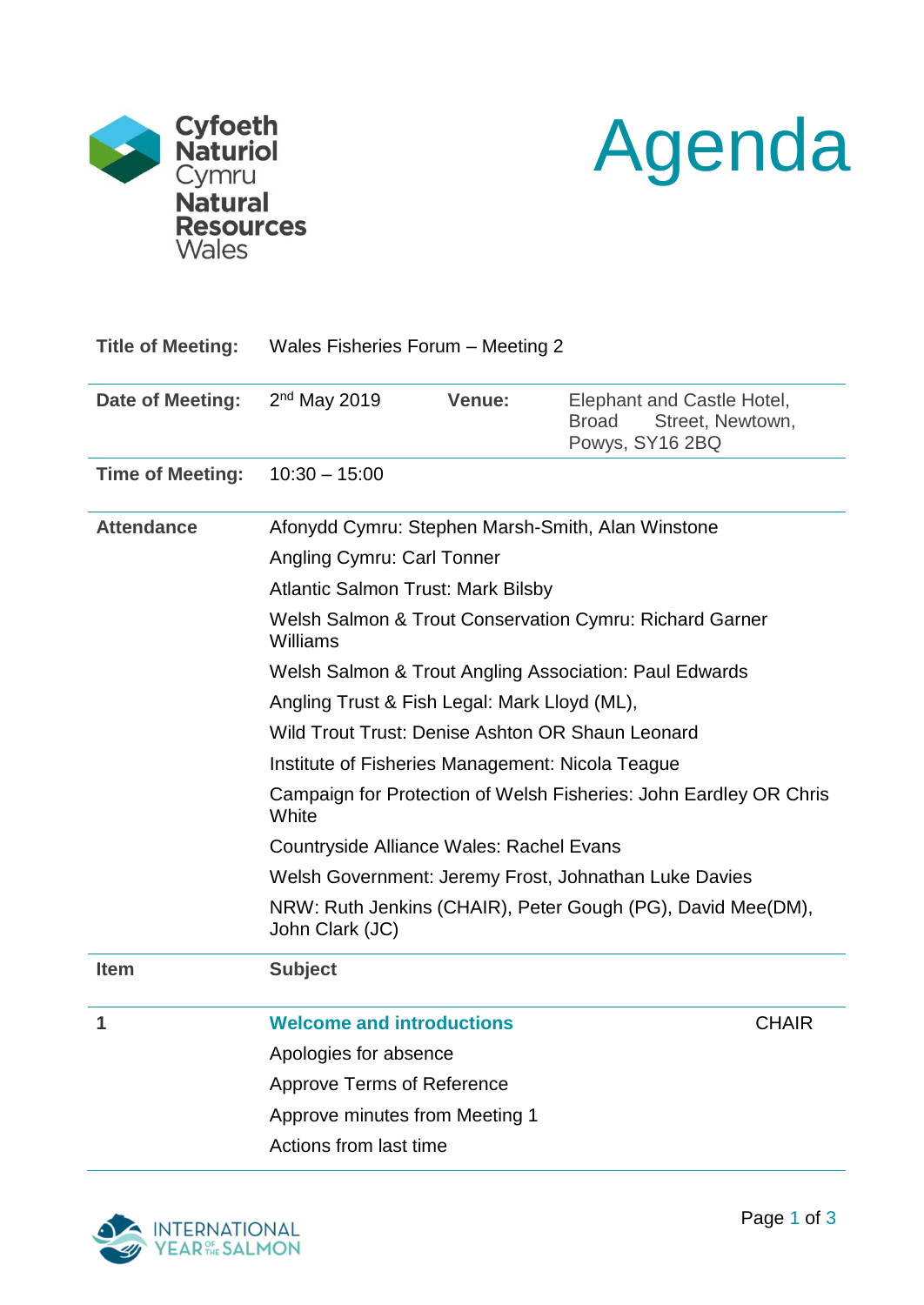# Agenda

| | | | |
|---|---|---|---|
| **Title of Meeting:** | Wales Fisheries Forum – Meeting 2 | | |
| **Date of Meeting:** | 2nd May 2019 | **Venue:** | Elephant and Castle Hotel, Broad Street, Newtown, Powys, SY16 2BQ |
| **Time of Meeting:** | 10:30 – 15:00 | | |

**Attendance**

Afonydd Cymru: Stephen Marsh-Smith, Alan Winstone

Angling Cymru: Carl Tonner

Atlantic Salmon Trust: Mark Bilsby

Welsh Salmon & Trout Conservation Cymru: Richard Garner Williams

Welsh Salmon & Trout Angling Association: Paul Edwards

Angling Trust & Fish Legal: Mark Lloyd (ML),

Wild Trout Trust: Denise Ashton OR Shaun Leonard

Institute of Fisheries Management: Nicola Teague

Campaign for Protection of Welsh Fisheries: John Eardley OR Chris White

Countryside Alliance Wales: Rachel Evans

Welsh Government: Jeremy Frost, Johnathan Luke Davies

NRW: Ruth Jenkins (CHAIR), Peter Gough (PG), David Mee(DM), John Clark (JC)

| Item | Subject | |
|---|---|---|
| 1 | **Welcome and introductions** | CHAIR |
| | Apologies for absence | |
| | Approve Terms of Reference | |
| | Approve minutes from Meeting 1 | |
| | Actions from last time | |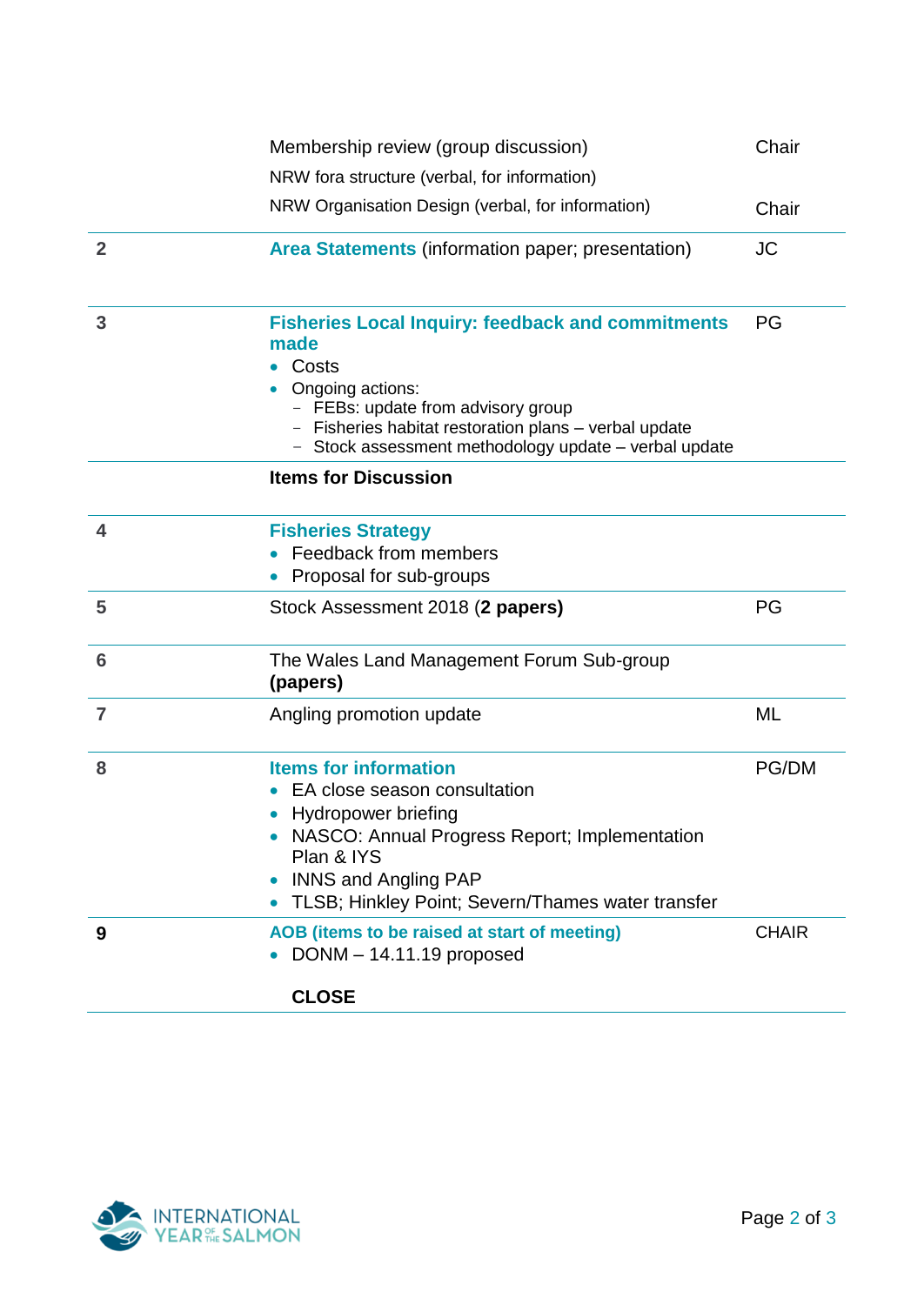| | | |
|---|---|---|
| | Membership review (group discussion) | Chair |
| | NRW fora structure (verbal, for information) | |
| | NRW Organisation Design (verbal, for information) | Chair |
| 2 | **Area Statements** (information paper; presentation) | JC |
| 3 | **Fisheries Local Inquiry: feedback and commitments made**<br>• Costs<br>• Ongoing actions:<br>– FEBs: update from advisory group<br>– Fisheries habitat restoration plans – verbal update<br>– Stock assessment methodology update – verbal update | PG |
| | **Items for Discussion** | |
| 4 | **Fisheries Strategy**<br>• Feedback from members<br>• Proposal for sub-groups | |
| 5 | Stock Assessment 2018 (**2 papers)** | PG |
| 6 | The Wales Land Management Forum Sub-group **(papers)** | |
| 7 | Angling promotion update | ML |
| 8 | **Items for information**<br>• EA close season consultation<br>• Hydropower briefing<br>• NASCO: Annual Progress Report; Implementation Plan & IYS<br>• INNS and Angling PAP<br>• TLSB; Hinkley Point; Severn/Thames water transfer | PG/DM |
| **9** | **AOB (items to be raised at start of meeting)**<br>• DONM – 14.11.19 proposed<br><br>**CLOSE** | CHAIR |

INTERNATIONAL YEAR OF THE SALMON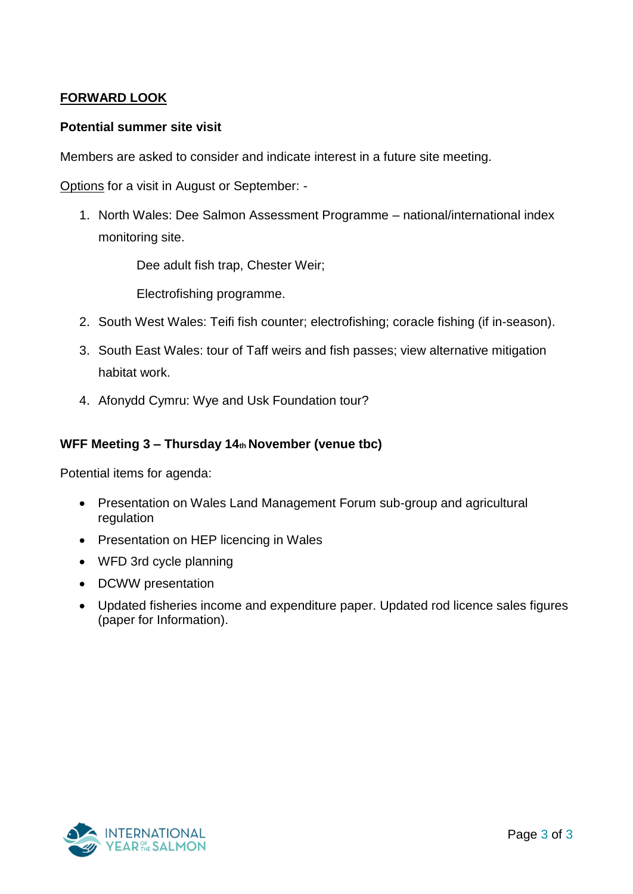## FORWARD LOOK

### Potential summer site visit

Members are asked to consider and indicate interest in a future site meeting.

Options for a visit in August or September: -

1. North Wales: Dee Salmon Assessment Programme – national/international index monitoring site.

   Dee adult fish trap, Chester Weir;

   Electrofishing programme.

2. South West Wales: Teifi fish counter; electrofishing; coracle fishing (if in-season).
3. South East Wales: tour of Taff weirs and fish passes; view alternative mitigation habitat work.
4. Afonydd Cymru: Wye and Usk Foundation tour?

### WFF Meeting 3 – Thursday 14th November (venue tbc)

Potential items for agenda:

- Presentation on Wales Land Management Forum sub-group and agricultural regulation
- Presentation on HEP licencing in Wales
- WFD 3rd cycle planning
- DCWW presentation
- Updated fisheries income and expenditure paper. Updated rod licence sales figures (paper for Information).